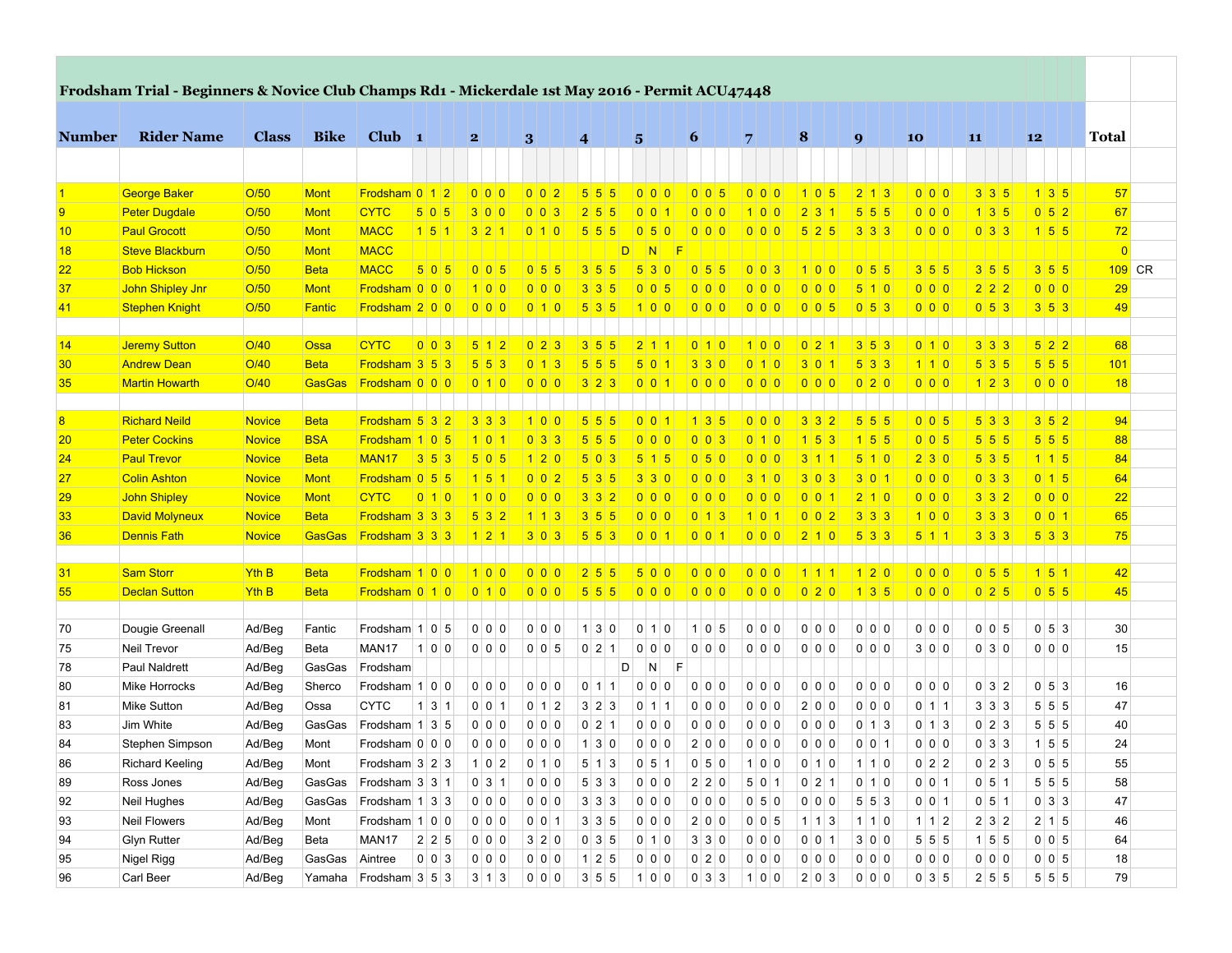# Frodsham Trial - Beginners & Novice Club Champs Rd1 - Mickerdale 1st May 2016 - Permit ACU47448

| Number | Rider Name | Class | Bike | Club | 1 | 2 | 3 | 4 | 5 | 6 | 7 | 8 | 9 | 10 | 11 | 12 | Total | |
|---|---|---|---|---|---|---|---|---|---|---|---|---|---|---|---|---|---|---|
| 1 | George Baker | O/50 | Mont | Frodsham | 0 1 2 | 0 0 0 | 0 0 2 | 5 5 5 | 0 0 0 | 0 0 5 | 0 0 0 | 1 0 5 | 2 1 3 | 0 0 0 | 3 3 5 | 1 3 5 | 57 | |
| 9 | Peter Dugdale | O/50 | Mont | CYTC | 5 0 5 | 3 0 0 | 0 0 3 | 2 5 5 | 0 0 1 | 0 0 0 | 1 0 0 | 2 3 1 | 5 5 5 | 0 0 0 | 1 3 5 | 0 5 2 | 67 | |
| 10 | Paul Grocott | O/50 | Mont | MACC | 1 5 1 | 3 2 1 | 0 1 0 | 5 5 5 | 0 5 0 | 0 0 0 | 0 0 0 | 5 2 5 | 3 3 3 | 0 0 0 | 0 3 3 | 1 5 5 | 72 | |
| 18 | Steve Blackburn | O/50 | Mont | MACC | | | | | DNF | | | | | | | | 0 | |
| 22 | Bob Hickson | O/50 | Beta | MACC | 5 0 5 | 0 0 5 | 0 5 5 | 3 5 5 | 5 3 0 | 0 5 5 | 0 0 3 | 1 0 0 | 0 5 5 | 3 5 5 | 3 5 5 | 3 5 5 | 109 | CR |
| 37 | John Shipley Jnr | O/50 | Mont | Frodsham | 0 0 0 | 1 0 0 | 0 0 0 | 3 3 5 | 0 0 5 | 0 0 0 | 0 0 0 | 0 0 0 | 5 1 0 | 0 0 0 | 2 2 2 | 0 0 0 | 29 | |
| 41 | Stephen Knight | O/50 | Fantic | Frodsham | 2 0 0 | 0 0 0 | 0 1 0 | 5 3 5 | 1 0 0 | 0 0 0 | 0 0 0 | 0 0 5 | 0 5 3 | 0 0 0 | 0 5 3 | 3 5 3 | 49 | |
| | | | | | | | | | | | | | | | | | | |
| 14 | Jeremy Sutton | O/40 | Ossa | CYTC | 0 0 3 | 5 1 2 | 0 2 3 | 3 5 5 | 2 1 1 | 0 1 0 | 1 0 0 | 0 2 1 | 3 5 3 | 0 1 0 | 3 3 3 | 5 2 2 | 68 | |
| 30 | Andrew Dean | O/40 | Beta | Frodsham | 3 5 3 | 5 5 3 | 0 1 3 | 5 5 5 | 5 0 1 | 3 3 0 | 0 1 0 | 3 0 1 | 5 3 3 | 1 1 0 | 5 3 5 | 5 5 5 | 101 | |
| 35 | Martin Howarth | O/40 | GasGas | Frodsham | 0 0 0 | 0 1 0 | 0 0 0 | 3 2 3 | 0 0 1 | 0 0 0 | 0 0 0 | 0 0 0 | 0 2 0 | 0 0 0 | 1 2 3 | 0 0 0 | 18 | |
| | | | | | | | | | | | | | | | | | | |
| 8 | Richard Neild | Novice | Beta | Frodsham | 5 3 2 | 3 3 3 | 1 0 0 | 5 5 5 | 0 0 1 | 1 3 5 | 0 0 0 | 3 3 2 | 5 5 5 | 0 0 5 | 5 3 3 | 3 5 2 | 94 | |
| 20 | Peter Cockins | Novice | BSA | Frodsham | 1 0 5 | 1 0 1 | 0 3 3 | 5 5 5 | 0 0 0 | 0 0 3 | 0 1 0 | 1 5 3 | 1 5 5 | 0 0 5 | 5 5 5 | 5 5 5 | 88 | |
| 24 | Paul Trevor | Novice | Beta | MAN17 | 3 5 3 | 5 0 5 | 1 2 0 | 5 0 3 | 5 1 5 | 0 5 0 | 0 0 0 | 3 1 1 | 5 1 0 | 2 3 0 | 5 3 5 | 1 1 5 | 84 | |
| 27 | Colin Ashton | Novice | Mont | Frodsham | 0 5 5 | 1 5 1 | 0 0 2 | 5 3 5 | 3 3 0 | 0 0 0 | 3 1 0 | 3 0 3 | 3 0 1 | 0 0 0 | 0 3 3 | 0 1 5 | 64 | |
| 29 | John Shipley | Novice | Mont | CYTC | 0 1 0 | 1 0 0 | 0 0 0 | 3 3 2 | 0 0 0 | 0 0 0 | 0 0 0 | 0 0 1 | 2 1 0 | 0 0 0 | 3 3 2 | 0 0 0 | 22 | |
| 33 | David Molyneux | Novice | Beta | Frodsham | 3 3 3 | 5 3 2 | 1 1 3 | 3 5 5 | 0 0 0 | 0 1 3 | 1 0 1 | 0 0 2 | 3 3 3 | 1 0 0 | 3 3 3 | 0 0 1 | 65 | |
| 36 | Dennis Fath | Novice | GasGas | Frodsham | 3 3 3 | 1 2 1 | 3 0 3 | 5 5 3 | 0 0 1 | 0 0 1 | 0 0 0 | 2 1 0 | 5 3 3 | 5 1 1 | 3 3 3 | 5 3 3 | 75 | |
| | | | | | | | | | | | | | | | | | | |
| 31 | Sam Storr | Yth B | Beta | Frodsham | 1 0 0 | 1 0 0 | 0 0 0 | 2 5 5 | 5 0 0 | 0 0 0 | 0 0 0 | 1 1 1 | 1 2 0 | 0 0 0 | 0 5 5 | 1 5 1 | 42 | |
| 55 | Declan Sutton | Yth B | Beta | Frodsham | 0 1 0 | 0 1 0 | 0 0 0 | 5 5 5 | 0 0 0 | 0 0 0 | 0 0 0 | 0 2 0 | 1 3 5 | 0 0 0 | 0 2 5 | 0 5 5 | 45 | |
| | | | | | | | | | | | | | | | | | | |
| 70 | Dougie Greenall | Ad/Beg | Fantic | Frodsham | 1 0 5 | 0 0 0 | 0 0 0 | 1 3 0 | 0 1 0 | 1 0 5 | 0 0 0 | 0 0 0 | 0 0 0 | 0 0 0 | 0 0 5 | 0 5 3 | 30 | |
| 75 | Neil Trevor | Ad/Beg | Beta | MAN17 | 1 0 0 | 0 0 0 | 0 0 5 | 0 2 1 | 0 0 0 | 0 0 0 | 0 0 0 | 0 0 0 | 0 0 0 | 3 0 0 | 0 3 0 | 0 0 0 | 15 | |
| 78 | Paul Naldrett | Ad/Beg | GasGas | Frodsham | | | | | DNF | | | | | | | | | |
| 80 | Mike Horrocks | Ad/Beg | Sherco | Frodsham | 1 0 0 | 0 0 0 | 0 0 0 | 0 1 1 | 0 0 0 | 0 0 0 | 0 0 0 | 0 0 0 | 0 0 0 | 0 0 0 | 0 3 2 | 0 5 3 | 16 | |
| 81 | Mike Sutton | Ad/Beg | Ossa | CYTC | 1 3 1 | 0 0 1 | 0 1 2 | 3 2 3 | 0 1 1 | 0 0 0 | 0 0 0 | 2 0 0 | 0 0 0 | 0 1 1 | 3 3 3 | 5 5 5 | 47 | |
| 83 | Jim White | Ad/Beg | GasGas | Frodsham | 1 3 5 | 0 0 0 | 0 0 0 | 0 2 1 | 0 0 0 | 0 0 0 | 0 0 0 | 0 0 0 | 0 1 3 | 0 1 3 | 0 2 3 | 5 5 5 | 40 | |
| 84 | Stephen Simpson | Ad/Beg | Mont | Frodsham | 0 0 0 | 0 0 0 | 0 0 0 | 1 3 0 | 0 0 0 | 2 0 0 | 0 0 0 | 0 0 0 | 0 0 1 | 0 0 0 | 0 3 3 | 1 5 5 | 24 | |
| 86 | Richard Keeling | Ad/Beg | Mont | Frodsham | 3 2 3 | 1 0 2 | 0 1 0 | 5 1 3 | 0 5 1 | 0 5 0 | 1 0 0 | 0 1 0 | 1 1 0 | 0 2 2 | 0 2 3 | 0 5 5 | 55 | |
| 89 | Ross Jones | Ad/Beg | GasGas | Frodsham | 3 3 1 | 0 3 1 | 0 0 0 | 5 3 3 | 0 0 0 | 2 2 0 | 5 0 1 | 0 2 1 | 0 1 0 | 0 0 1 | 0 5 1 | 5 5 5 | 58 | |
| 92 | Neil Hughes | Ad/Beg | GasGas | Frodsham | 1 3 3 | 0 0 0 | 0 0 0 | 3 3 3 | 0 0 0 | 0 0 0 | 0 5 0 | 0 0 0 | 5 5 3 | 0 0 1 | 0 5 1 | 0 3 3 | 47 | |
| 93 | Neil Flowers | Ad/Beg | Mont | Frodsham | 1 0 0 | 0 0 0 | 0 0 1 | 3 3 5 | 0 0 0 | 2 0 0 | 0 0 5 | 1 1 3 | 1 1 0 | 1 1 2 | 2 3 2 | 2 1 5 | 46 | |
| 94 | Glyn Rutter | Ad/Beg | Beta | MAN17 | 2 2 5 | 0 0 0 | 3 2 0 | 0 3 5 | 0 1 0 | 3 3 0 | 0 0 0 | 0 0 1 | 3 0 0 | 5 5 5 | 1 5 5 | 0 0 5 | 64 | |
| 95 | Nigel Rigg | Ad/Beg | GasGas | Aintree | 0 0 3 | 0 0 0 | 0 0 0 | 1 2 5 | 0 0 0 | 0 2 0 | 0 0 0 | 0 0 0 | 0 0 0 | 0 0 0 | 0 0 0 | 0 0 5 | 18 | |
| 96 | Carl Beer | Ad/Beg | Yamaha | Frodsham | 3 5 3 | 3 1 3 | 0 0 0 | 3 5 5 | 1 0 0 | 0 3 3 | 1 0 0 | 2 0 3 | 0 0 0 | 0 3 5 | 2 5 5 | 5 5 5 | 79 | |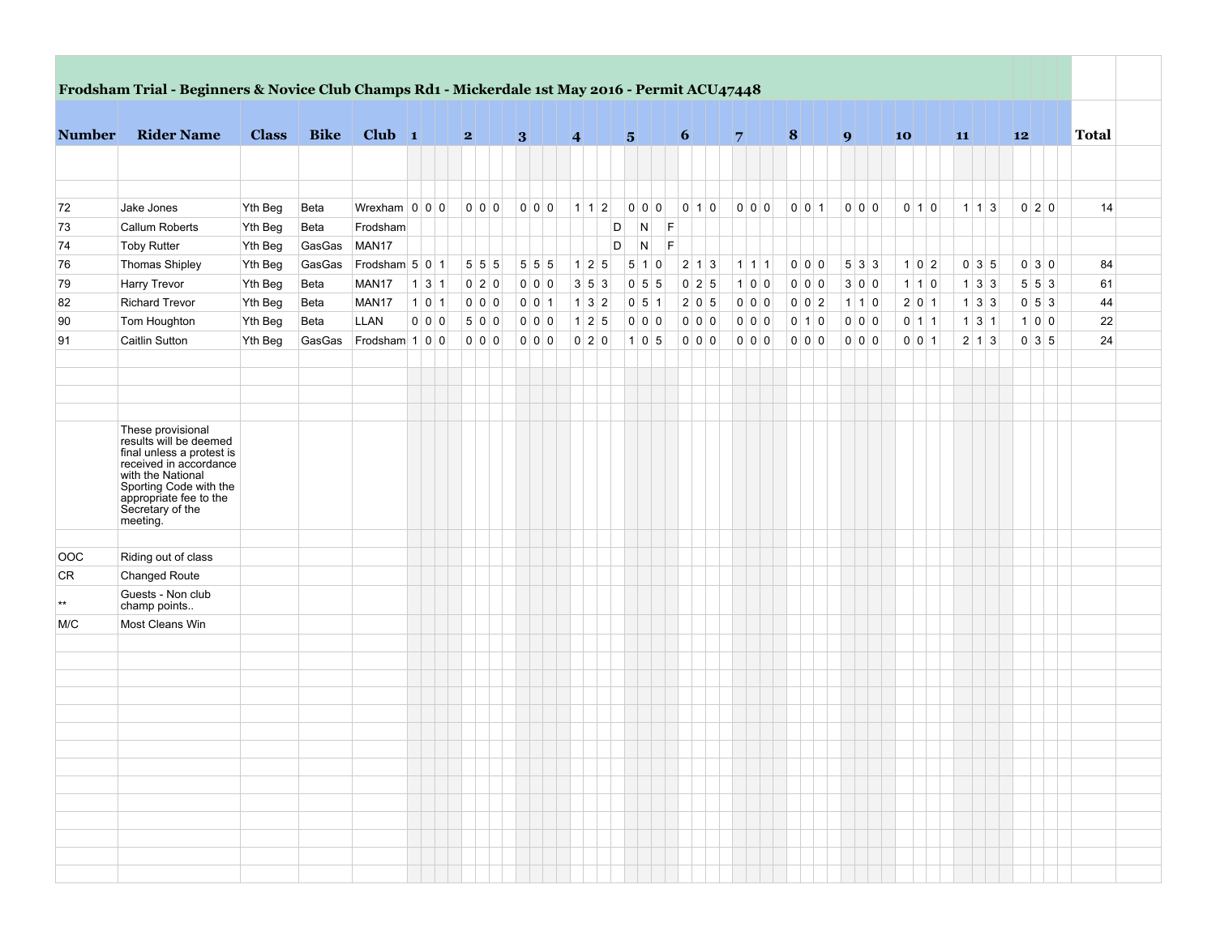**Frodsham Trial - Beginners & Novice Club Champs Rd1 - Mickerdale 1st May 2016 - Permit ACU47448**

| Number | Rider Name | Class | Bike | Club | 1 | | | 2 | | | 3 | | | 4 | | | 5 | | | 6 | | | 7 | | | 8 | | | 9 | | | 10 | | | 11 | | | 12 | | | Total |
|---|---|---|---|---|---|---|---|---|---|---|---|---|---|---|---|---|---|---|---|---|---|---|---|---|---|---|---|---|---|---|---|---|---|---|---|---|---|---|---|---|---|
| 72 | Jake Jones | Yth Beg | Beta | Wrexham | 0 | 0 | 0 | 0 | 0 | 0 | 0 | 0 | 0 | 1 | 1 | 2 | 0 | 0 | 0 | 0 | 1 | 0 | 0 | 0 | 0 | 0 | 0 | 1 | 0 | 0 | 0 | 0 | 1 | 0 | 1 | 1 | 3 | 0 | 2 | 0 | 14 |
| 73 | Callum Roberts | Yth Beg | Beta | Frodsham | | | | | | | | | | | | | D | N | F | | | | | | | | | | | | | | | | | | | | | | |
| 74 | Toby Rutter | Yth Beg | GasGas | MAN17 | | | | | | | | | | | | | D | N | F | | | | | | | | | | | | | | | | | | | | | | |
| 76 | Thomas Shipley | Yth Beg | GasGas | Frodsham | 5 | 0 | 1 | 5 | 5 | 5 | 5 | 5 | 5 | 1 | 2 | 5 | 5 | 1 | 0 | 2 | 1 | 3 | 1 | 1 | 1 | 0 | 0 | 0 | 5 | 3 | 3 | 1 | 0 | 2 | 0 | 3 | 5 | 0 | 3 | 0 | 84 |
| 79 | Harry Trevor | Yth Beg | Beta | MAN17 | 1 | 3 | 1 | 0 | 2 | 0 | 0 | 0 | 0 | 3 | 5 | 3 | 0 | 5 | 5 | 0 | 2 | 5 | 1 | 0 | 0 | 0 | 0 | 0 | 3 | 0 | 0 | 1 | 1 | 0 | 1 | 3 | 3 | 5 | 5 | 3 | 61 |
| 82 | Richard Trevor | Yth Beg | Beta | MAN17 | 1 | 0 | 1 | 0 | 0 | 0 | 0 | 0 | 1 | 1 | 3 | 2 | 0 | 5 | 1 | 2 | 0 | 5 | 0 | 0 | 0 | 0 | 0 | 2 | 1 | 1 | 0 | 2 | 0 | 1 | 1 | 3 | 3 | 0 | 5 | 3 | 44 |
| 90 | Tom Houghton | Yth Beg | Beta | LLAN | 0 | 0 | 0 | 5 | 0 | 0 | 0 | 0 | 0 | 1 | 2 | 5 | 0 | 0 | 0 | 0 | 0 | 0 | 0 | 0 | 0 | 0 | 1 | 0 | 0 | 0 | 0 | 0 | 1 | 1 | 1 | 3 | 1 | 1 | 0 | 0 | 22 |
| 91 | Caitlin Sutton | Yth Beg | GasGas | Frodsham | 1 | 0 | 0 | 0 | 0 | 0 | 0 | 0 | 0 | 0 | 2 | 0 | 1 | 0 | 5 | 0 | 0 | 0 | 0 | 0 | 0 | 0 | 0 | 0 | 0 | 0 | 0 | 0 | 0 | 1 | 2 | 1 | 3 | 0 | 3 | 5 | 24 |

These provisional results will be deemed final unless a protest is received in accordance with the National Sporting Code with the appropriate fee to the Secretary of the meeting.

| | |
|---|---|
| OOC | Riding out of class |
| CR | Changed Route |
| ** | Guests - Non club champ points.. |
| M/C | Most Cleans Win |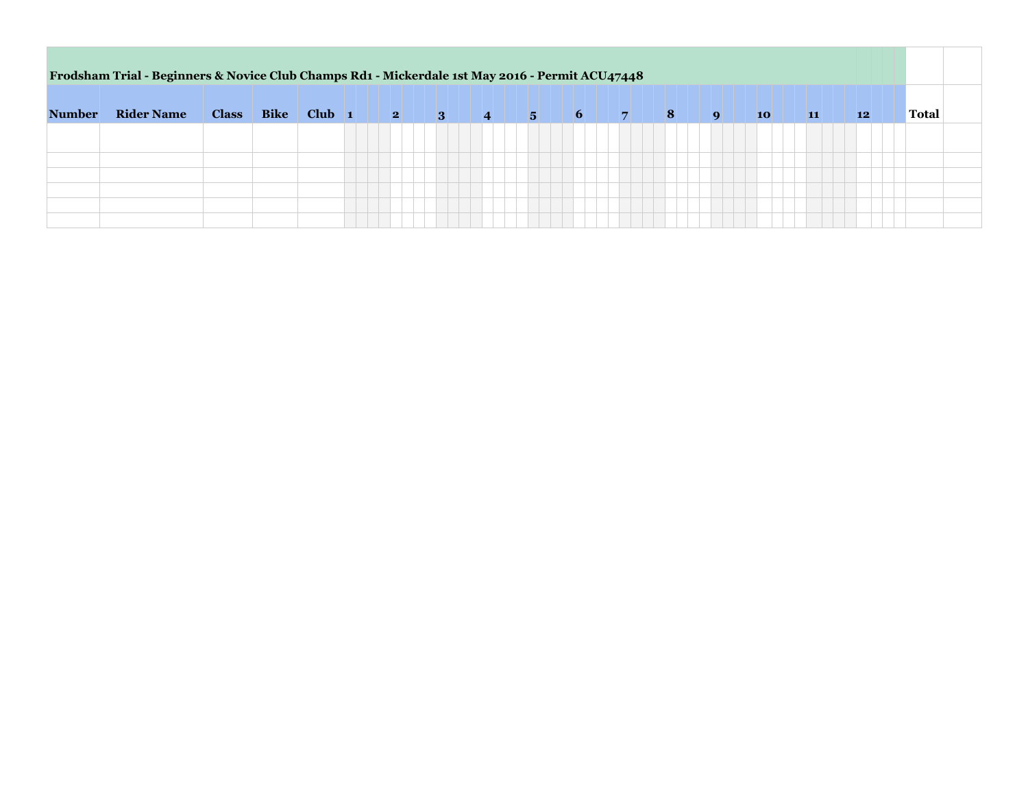**Frodsham Trial - Beginners & Novice Club Champs Rd1 - Mickerdale 1st May 2016 - Permit ACU47448**

| Number | Rider Name | Class | Bike | Club | 1 | | | | 2 | | | | 3 | | | | 4 | | | | 5 | | | | 6 | | | | 7 | | | | 8 | | | | 9 | | | | 10 | | | | 11 | | | | 12 | | | | Total | |
|---|---|---|---|---|---|---|---|---|---|---|---|---|---|---|---|---|---|---|---|---|---|---|---|---|---|---|---|---|---|---|---|---|---|---|---|---|---|---|---|---|---|---|---|---|---|---|---|---|---|---|---|---|---|---|
| | | | | | | | | | | | | | | | | | | | | | | | | | | | | | | | | | | | | | | | | | | | | | | | | | | | | | | |
| | | | | | | | | | | | | | | | | | | | | | | | | | | | | | | | | | | | | | | | | | | | | | | | | | | | | | | |
| | | | | | | | | | | | | | | | | | | | | | | | | | | | | | | | | | | | | | | | | | | | | | | | | | | | | | | |
| | | | | | | | | | | | | | | | | | | | | | | | | | | | | | | | | | | | | | | | | | | | | | | | | | | | | | | | |
| | | | | | | | | | | | | | | | | | | | | | | | | | | | | | | | | | | | | | | | | | | | | | | | | | | | | | | |
| | | | | | | | | | | | | | | | | | | | | | | | | | | | | | | | | | | | | | | | | | | | | | | | | | | | | | | | |